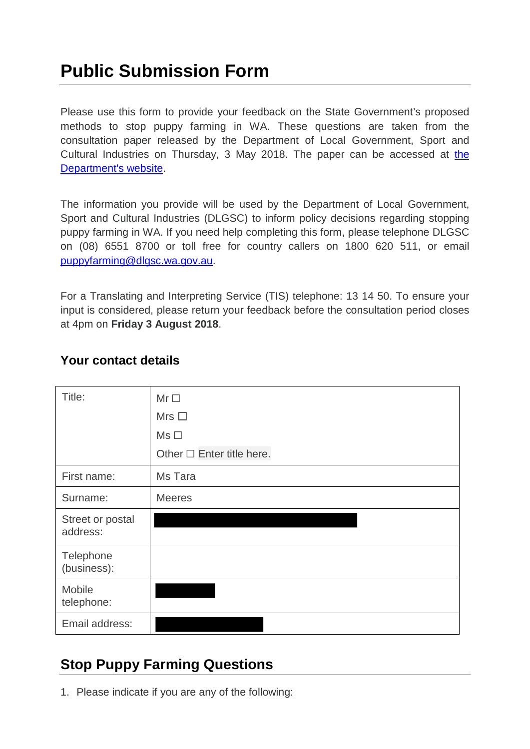# Public Submission Form

Please use this form to provide your feedback on the State Government's proposed methods to stop puppy farming in WA. These questions are taken from the consultation paper released by the Department of Local Government, Sport and Cultural Industries on Thursday, 3 May 2018. The paper can be accessed at the Department's website.

The information you provide will be used by the Department of Local Government, Sport and Cultural Industries (DLGSC) to inform policy decisions regarding stopping puppy farming in WA. If you need help completing this form, please telephone DLGSC on (08) 6551 8700 or toll free for country callers on 1800 620 511, or email puppyfarming@dlgsc.wa.gov.au.

For a Translating and Interpreting Service (TIS) telephone: 13 14 50. To ensure your input is considered, please return your feedback before the consultation period closes at 4pm on **Friday 3 August 2018**.

## Your contact details

| | |
|---|---|
| Title: | Mr ☐<br>Mrs ☐<br>Ms ☐<br>Other ☐ Enter title here. |
| First name: | Ms Tara |
| Surname: | Meeres |
| Street or postal address: | |
| Telephone (business): | |
| Mobile telephone: | |
| Email address: | |

## Stop Puppy Farming Questions

1. Please indicate if you are any of the following: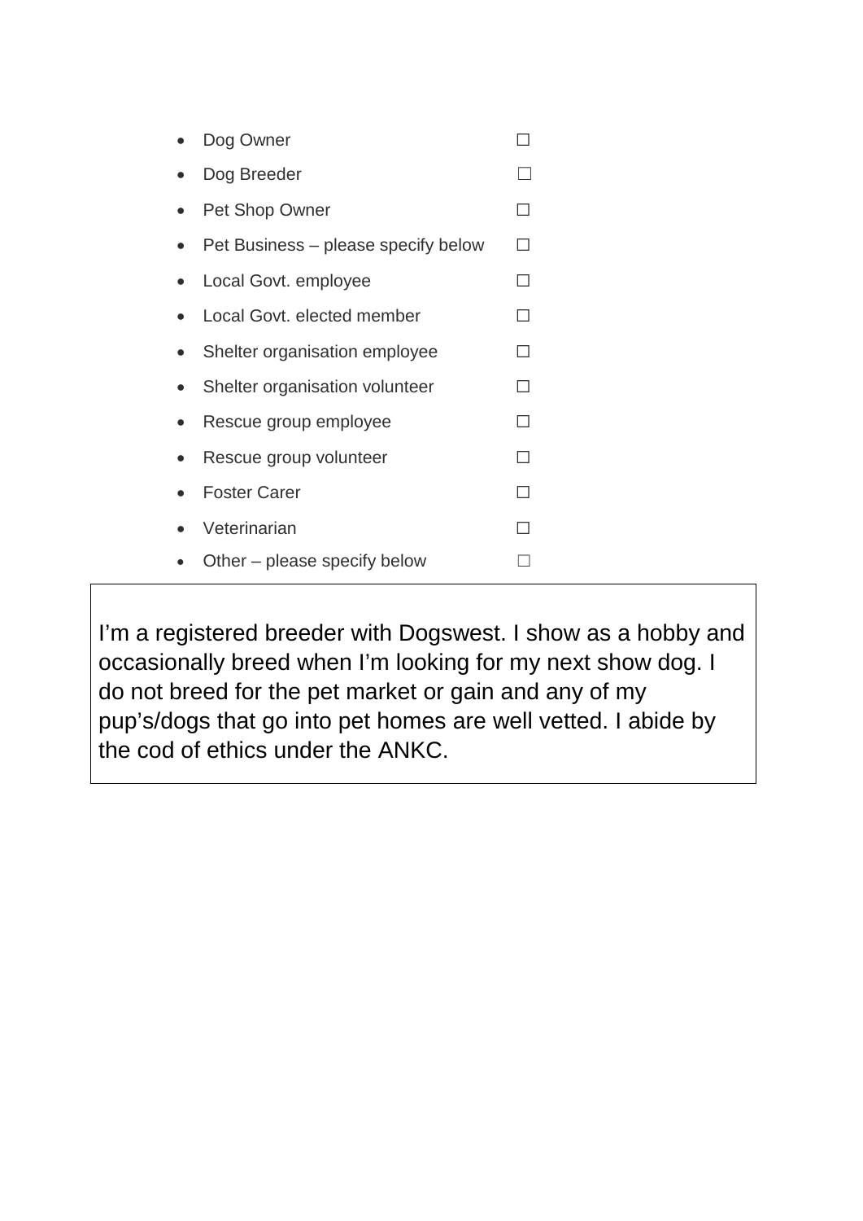- Dog Owner ☐
- Dog Breeder ☐
- Pet Shop Owner ☐
- Pet Business – please specify below ☐
- Local Govt. employee ☐
- Local Govt. elected member ☐
- Shelter organisation employee ☐
- Shelter organisation volunteer ☐
- Rescue group employee ☐
- Rescue group volunteer ☐
- Foster Carer ☐
- Veterinarian ☐
- Other – please specify below ☐

I'm a registered breeder with Dogswest. I show as a hobby and occasionally breed when I'm looking for my next show dog. I do not breed for the pet market or gain and any of my pup's/dogs that go into pet homes are well vetted. I abide by the cod of ethics under the ANKC.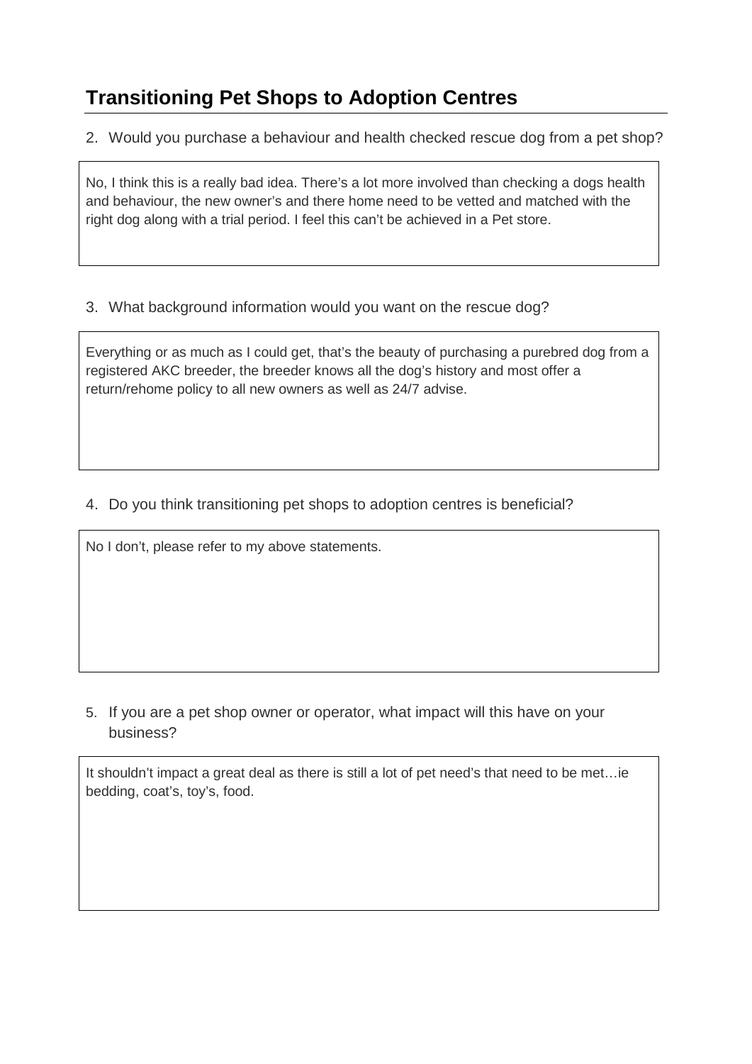## Transitioning Pet Shops to Adoption Centres

2. Would you purchase a behaviour and health checked rescue dog from a pet shop?

No, I think this is a really bad idea. There's a lot more involved than checking a dogs health and behaviour, the new owner's and there home need to be vetted and matched with the right dog along with a trial period. I feel this can't be achieved in a Pet store.

3. What background information would you want on the rescue dog?

Everything or as much as I could get, that's the beauty of purchasing a purebred dog from a registered AKC breeder, the breeder knows all the dog's history and most offer a return/rehome policy to all new owners as well as 24/7 advise.

4. Do you think transitioning pet shops to adoption centres is beneficial?

No I don't, please refer to my above statements.

5. If you are a pet shop owner or operator, what impact will this have on your business?

It shouldn't impact a great deal as there is still a lot of pet need's that need to be met…ie bedding, coat's, toy's, food.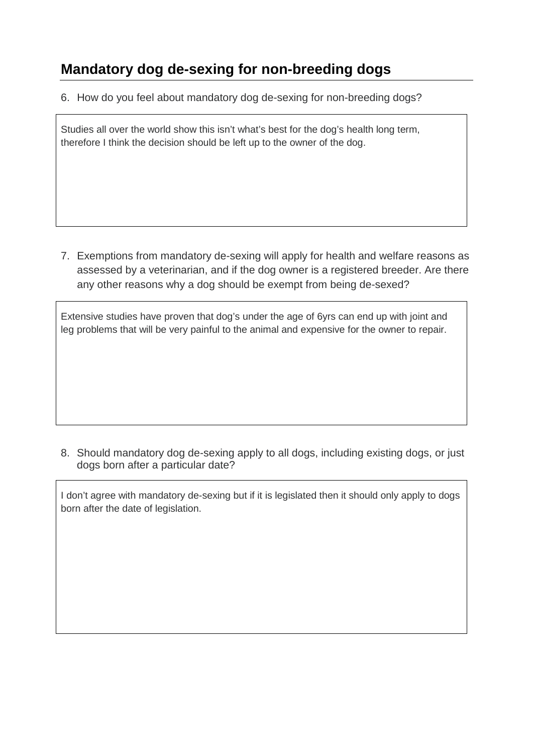## Mandatory dog de-sexing for non-breeding dogs

6. How do you feel about mandatory dog de-sexing for non-breeding dogs?

Studies all over the world show this isn't what's best for the dog's health long term, therefore I think the decision should be left up to the owner of the dog.

7. Exemptions from mandatory de-sexing will apply for health and welfare reasons as assessed by a veterinarian, and if the dog owner is a registered breeder. Are there any other reasons why a dog should be exempt from being de-sexed?

Extensive studies have proven that dog's under the age of 6yrs can end up with joint and leg problems that will be very painful to the animal and expensive for the owner to repair.

8. Should mandatory dog de-sexing apply to all dogs, including existing dogs, or just dogs born after a particular date?

I don't agree with mandatory de-sexing but if it is legislated then it should only apply to dogs born after the date of legislation.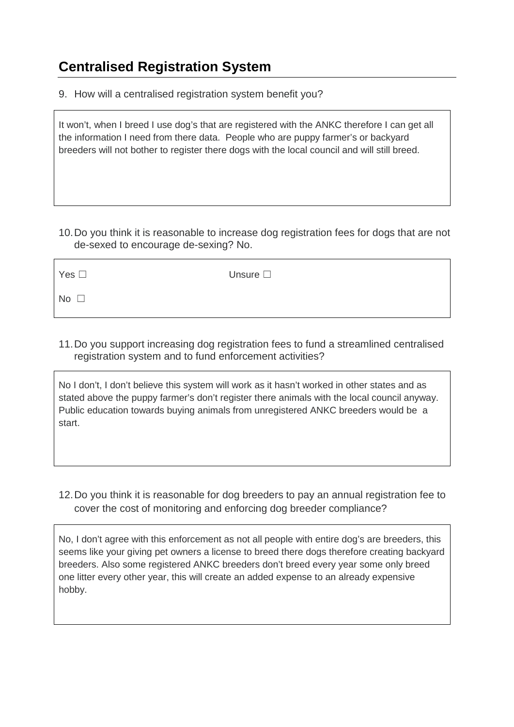## Centralised Registration System

9. How will a centralised registration system benefit you?

It won't, when I breed I use dog's that are registered with the ANKC therefore I can get all the information I need from there data. People who are puppy farmer's or backyard breeders will not bother to register there dogs with the local council and will still breed.

10. Do you think it is reasonable to increase dog registration fees for dogs that are not de-sexed to encourage de-sexing? No.

Yes ☐ Unsure ☐

No ☐

11. Do you support increasing dog registration fees to fund a streamlined centralised registration system and to fund enforcement activities?

No I don't, I don't believe this system will work as it hasn't worked in other states and as stated above the puppy farmer's don't register there animals with the local council anyway. Public education towards buying animals from unregistered ANKC breeders would be a start.

12. Do you think it is reasonable for dog breeders to pay an annual registration fee to cover the cost of monitoring and enforcing dog breeder compliance?

No, I don't agree with this enforcement as not all people with entire dog's are breeders, this seems like your giving pet owners a license to breed there dogs therefore creating backyard breeders. Also some registered ANKC breeders don't breed every year some only breed one litter every other year, this will create an added expense to an already expensive hobby.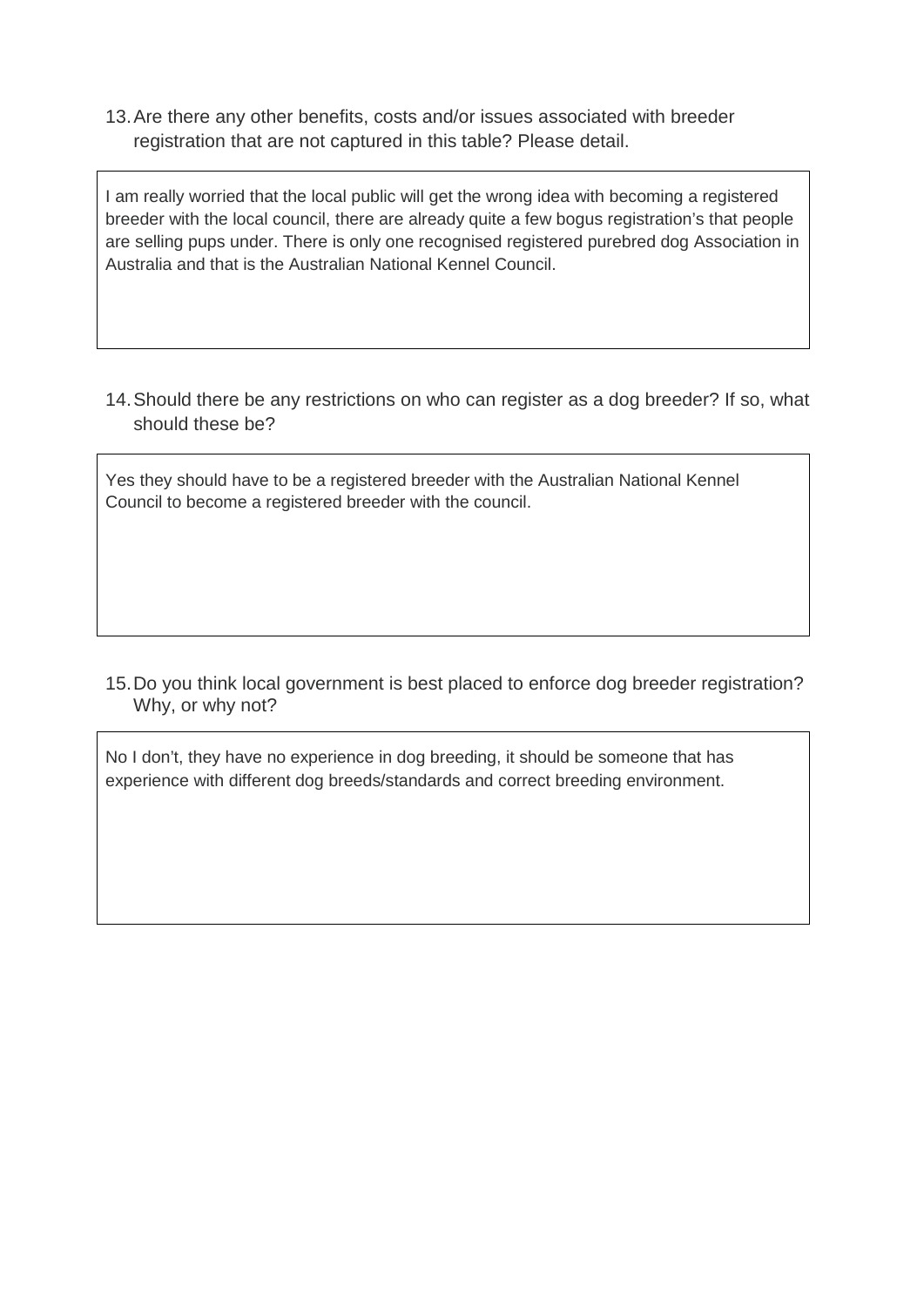13. Are there any other benefits, costs and/or issues associated with breeder registration that are not captured in this table? Please detail.

> I am really worried that the local public will get the wrong idea with becoming a registered breeder with the local council, there are already quite a few bogus registration's that people are selling pups under. There is only one recognised registered purebred dog Association in Australia and that is the Australian National Kennel Council.

14. Should there be any restrictions on who can register as a dog breeder? If so, what should these be?

> Yes they should have to be a registered breeder with the Australian National Kennel Council to become a registered breeder with the council.

15. Do you think local government is best placed to enforce dog breeder registration? Why, or why not?

> No I don't, they have no experience in dog breeding, it should be someone that has experience with different dog breeds/standards and correct breeding environment.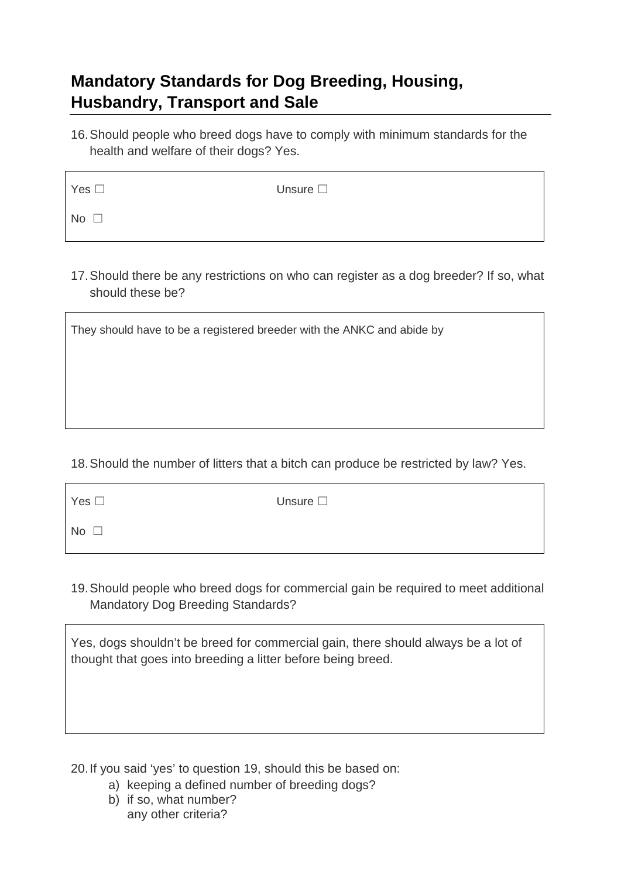## Mandatory Standards for Dog Breeding, Housing, Husbandry, Transport and Sale

16. Should people who breed dogs have to comply with minimum standards for the health and welfare of their dogs? Yes.

| Yes ☐ | Unsure ☐ |
|---|---|
| No ☐ | |

17. Should there be any restrictions on who can register as a dog breeder? If so, what should these be?

They should have to be a registered breeder with the ANKC and abide by

18. Should the number of litters that a bitch can produce be restricted by law? Yes.

| Yes ☐ | Unsure ☐ |
|---|---|
| No ☐ | |

19. Should people who breed dogs for commercial gain be required to meet additional Mandatory Dog Breeding Standards?

Yes, dogs shouldn't be breed for commercial gain, there should always be a lot of thought that goes into breeding a litter before being breed.

20. If you said 'yes' to question 19, should this be based on:
    a) keeping a defined number of breeding dogs?
    b) if so, what number?
       any other criteria?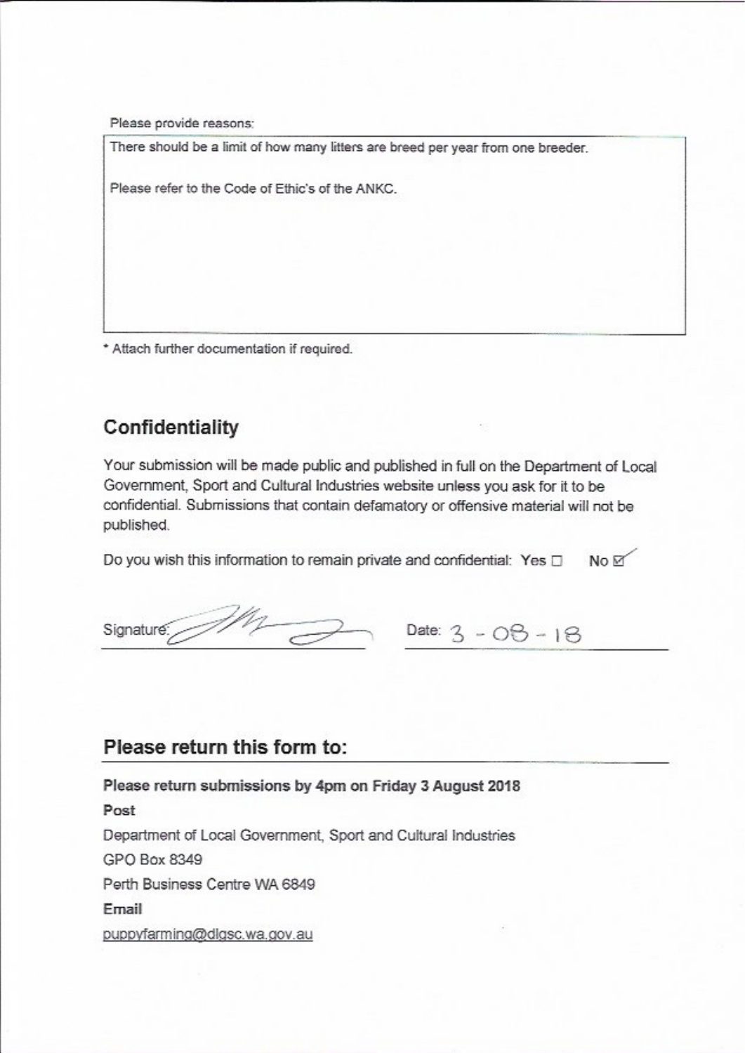Please provide reasons:

There should be a limit of how many litters are breed per year from one breeder.

Please refer to the Code of Ethic's of the ANKC.

* Attach further documentation if required.

## Confidentiality

Your submission will be made public and published in full on the Department of Local Government, Sport and Cultural Industries website unless you ask for it to be confidential. Submissions that contain defamatory or offensive material will not be published.

Do you wish this information to remain private and confidential: Yes ☐ No ☑

Signature: [signature] Date: 3 - 08 - 18

## Please return this form to:

**Please return submissions by 4pm on Friday 3 August 2018**

**Post**

Department of Local Government, Sport and Cultural Industries

GPO Box 8349

Perth Business Centre WA 6849

**Email**

puppyfarming@dlgsc.wa.gov.au